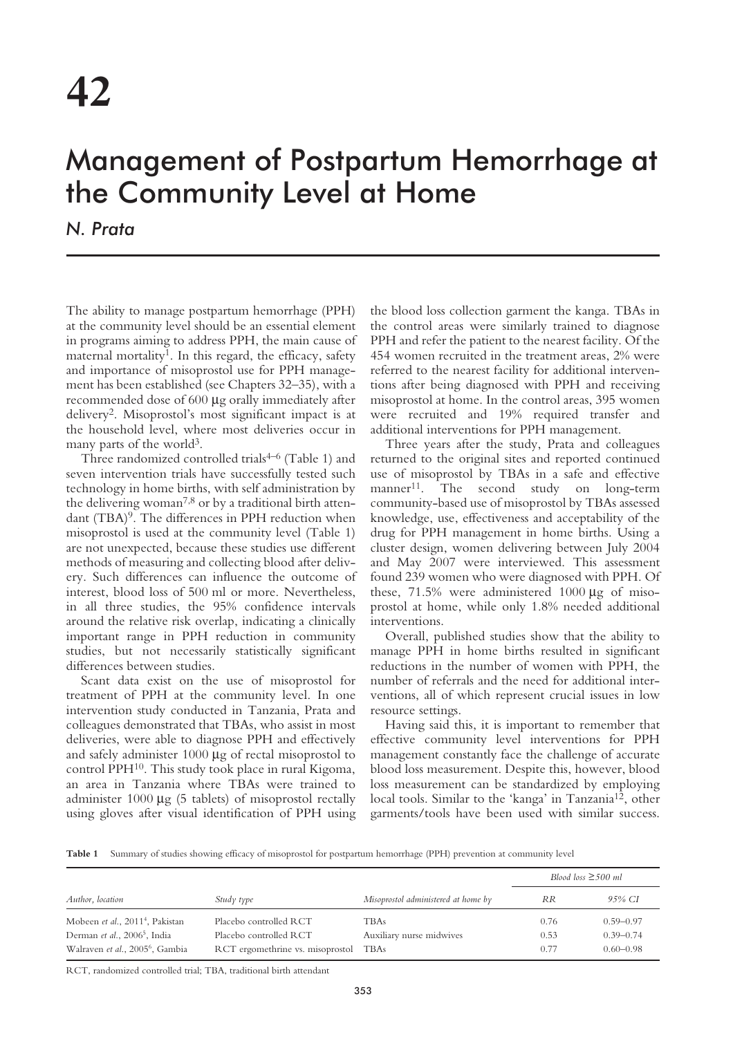# 42

# Management of Postpartum Hemorrhage at the Community Level at Home

*N. Prata*

The ability to manage postpartum hemorrhage (PPH) at the community level should be an essential element in programs aiming to address PPH, the main cause of maternal mortality[1]. In this regard, the efficacy, safety and importance of misoprostol use for PPH management has been established (see Chapters 32–35), with a recommended dose of 600 μg orally immediately after delivery[2]. Misoprostol's most significant impact is at the household level, where most deliveries occur in many parts of the world[3].

Three randomized controlled trials[4–6] (Table 1) and seven intervention trials have successfully tested such technology in home births, with self administration by the delivering woman[7,8] or by a traditional birth attendant (TBA)[9]. The differences in PPH reduction when misoprostol is used at the community level (Table 1) are not unexpected, because these studies use different methods of measuring and collecting blood after delivery. Such differences can influence the outcome of interest, blood loss of 500 ml or more. Nevertheless, in all three studies, the 95% confidence intervals around the relative risk overlap, indicating a clinically important range in PPH reduction in community studies, but not necessarily statistically significant differences between studies.

Scant data exist on the use of misoprostol for treatment of PPH at the community level. In one intervention study conducted in Tanzania, Prata and colleagues demonstrated that TBAs, who assist in most deliveries, were able to diagnose PPH and effectively and safely administer 1000 μg of rectal misoprostol to control PPH[10]. This study took place in rural Kigoma, an area in Tanzania where TBAs were trained to administer 1000 μg (5 tablets) of misoprostol rectally using gloves after visual identification of PPH using the blood loss collection garment the kanga. TBAs in the control areas were similarly trained to diagnose PPH and refer the patient to the nearest facility. Of the 454 women recruited in the treatment areas, 2% were referred to the nearest facility for additional interventions after being diagnosed with PPH and receiving misoprostol at home. In the control areas, 395 women were recruited and 19% required transfer and additional interventions for PPH management.

Three years after the study, Prata and colleagues returned to the original sites and reported continued use of misoprostol by TBAs in a safe and effective manner[11]. The second study on long-term community-based use of misoprostol by TBAs assessed knowledge, use, effectiveness and acceptability of the drug for PPH management in home births. Using a cluster design, women delivering between July 2004 and May 2007 were interviewed. This assessment found 239 women who were diagnosed with PPH. Of these, 71.5% were administered 1000 μg of misoprostol at home, while only 1.8% needed additional interventions.

Overall, published studies show that the ability to manage PPH in home births resulted in significant reductions in the number of women with PPH, the number of referrals and the need for additional interventions, all of which represent crucial issues in low resource settings.

Having said this, it is important to remember that effective community level interventions for PPH management constantly face the challenge of accurate blood loss measurement. Despite this, however, blood loss measurement can be standardized by employing local tools. Similar to the 'kanga' in Tanzania[12], other garments/tools have been used with similar success.

**Table 1** Summary of studies showing efficacy of misoprostol for postpartum hemorrhage (PPH) prevention at community level

| *Author, location* | *Study type* | *Misoprostol administered at home by* | *Blood loss ≥500 ml* | |
|---|---|---|---|---|
| | | | *RR* | *95% CI* |
| Mobeen *et al.*, 2011[4], Pakistan | Placebo controlled RCT | TBAs | 0.76 | 0.59–0.97 |
| Derman *et al.*, 2006[5], India | Placebo controlled RCT | Auxiliary nurse midwives | 0.53 | 0.39–0.74 |
| Walraven *et al.*, 2005[6], Gambia | RCT ergometrine vs. misoprostol | TBAs | 0.77 | 0.60–0.98 |

RCT, randomized controlled trial; TBA, traditional birth attendant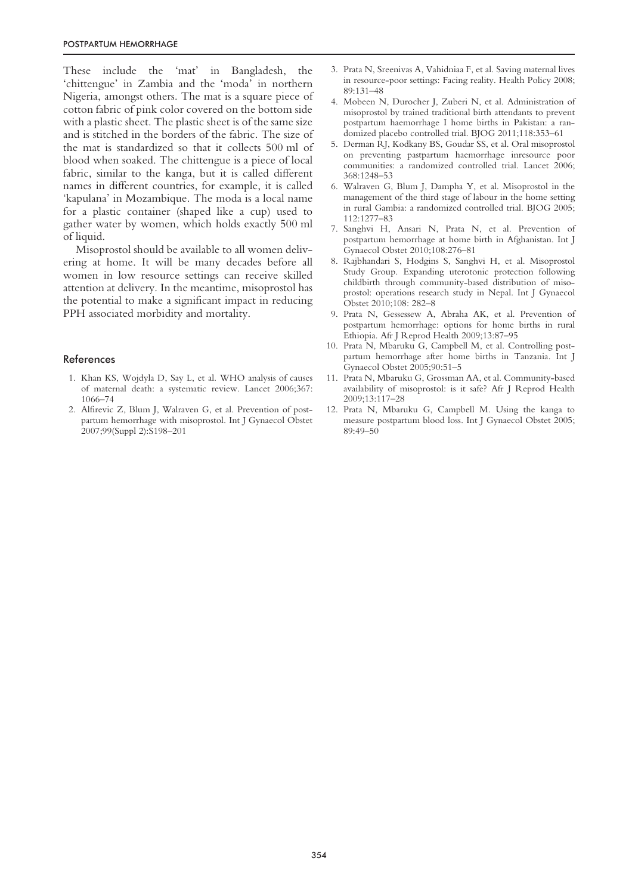These include the 'mat' in Bangladesh, the 'chittengue' in Zambia and the 'moda' in northern Nigeria, amongst others. The mat is a square piece of cotton fabric of pink color covered on the bottom side with a plastic sheet. The plastic sheet is of the same size and is stitched in the borders of the fabric. The size of the mat is standardized so that it collects 500 ml of blood when soaked. The chittengue is a piece of local fabric, similar to the kanga, but it is called different names in different countries, for example, it is called 'kapulana' in Mozambique. The moda is a local name for a plastic container (shaped like a cup) used to gather water by women, which holds exactly 500 ml of liquid.

Misoprostol should be available to all women delivering at home. It will be many decades before all women in low resource settings can receive skilled attention at delivery. In the meantime, misoprostol has the potential to make a significant impact in reducing PPH associated morbidity and mortality.

## References

1. Khan KS, Wojdyla D, Say L, et al. WHO analysis of causes of maternal death: a systematic review. Lancet 2006;367: 1066–74
2. Alfirevic Z, Blum J, Walraven G, et al. Prevention of postpartum hemorrhage with misoprostol. Int J Gynaecol Obstet 2007;99(Suppl 2):S198–201
3. Prata N, Sreenivas A, Vahidniaa F, et al. Saving maternal lives in resource-poor settings: Facing reality. Health Policy 2008; 89:131–48
4. Mobeen N, Durocher J, Zuberi N, et al. Administration of misoprostol by trained traditional birth attendants to prevent postpartum haemorrhage I home births in Pakistan: a randomized placebo controlled trial. BJOG 2011;118:353–61
5. Derman RJ, Kodkany BS, Goudar SS, et al. Oral misoprostol on preventing pastpartum haemorrhage inresource poor communities: a randomized controlled trial. Lancet 2006; 368:1248–53
6. Walraven G, Blum J, Dampha Y, et al. Misoprostol in the management of the third stage of labour in the home setting in rural Gambia: a randomized controlled trial. BJOG 2005; 112:1277–83
7. Sanghvi H, Ansari N, Prata N, et al. Prevention of postpartum hemorrhage at home birth in Afghanistan. Int J Gynaecol Obstet 2010;108:276–81
8. Rajbhandari S, Hodgins S, Sanghvi H, et al. Misoprostol Study Group. Expanding uterotonic protection following childbirth through community-based distribution of misoprostol: operations research study in Nepal. Int J Gynaecol Obstet 2010;108: 282–8
9. Prata N, Gessessew A, Abraha AK, et al. Prevention of postpartum hemorrhage: options for home births in rural Ethiopia. Afr J Reprod Health 2009;13:87–95
10. Prata N, Mbaruku G, Campbell M, et al. Controlling postpartum hemorrhage after home births in Tanzania. Int J Gynaecol Obstet 2005;90:51–5
11. Prata N, Mbaruku G, Grossman AA, et al. Community-based availability of misoprostol: is it safe? Afr J Reprod Health 2009;13:117–28
12. Prata N, Mbaruku G, Campbell M. Using the kanga to measure postpartum blood loss. Int J Gynaecol Obstet 2005; 89:49–50